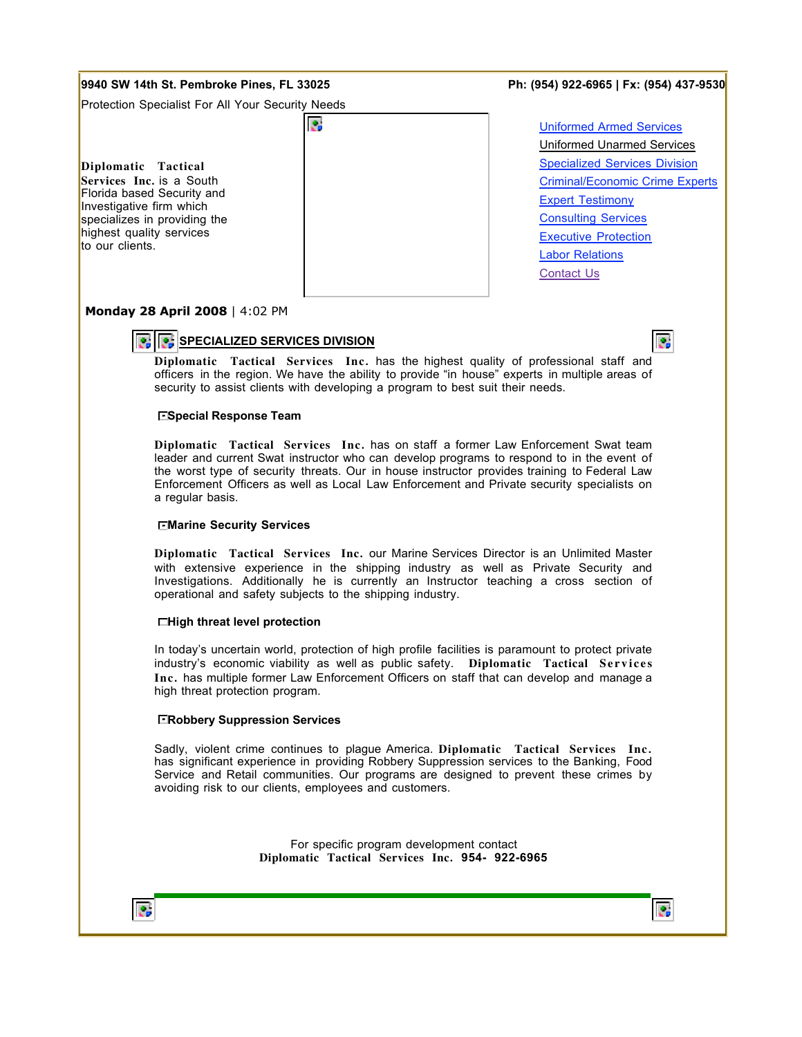**9940 SW 14th St. Pembroke Pines, FL 33025** **Ph: (954) 922-6965 | Fx: (954) 437-9530**

Protection Specialist For All Your Security Needs

**Diplomatic Tactical Services Inc.** is a South Florida based Security and Investigative firm which specializes in providing the highest quality services to our clients.

- Uniformed Armed Services
- Uniformed Unarmed Services
- Specialized Services Division
- Criminal/Economic Crime Experts
- Expert Testimony
- Consulting Services
- Executive Protection
- Labor Relations
- Contact Us

**Monday 28 April 2008** | 4:02 PM

## SPECIALIZED SERVICES DIVISION

**Diplomatic Tactical Services Inc.** has the highest quality of professional staff and officers in the region. We have the ability to provide "in house" experts in multiple areas of security to assist clients with developing a program to best suit their needs.

### Special Response Team

**Diplomatic Tactical Services Inc.** has on staff a former Law Enforcement Swat team leader and current Swat instructor who can develop programs to respond to in the event of the worst type of security threats. Our in house instructor provides training to Federal Law Enforcement Officers as well as Local Law Enforcement and Private security specialists on a regular basis.

### Marine Security Services

**Diplomatic Tactical Services Inc.** our Marine Services Director is an Unlimited Master with extensive experience in the shipping industry as well as Private Security and Investigations. Additionally he is currently an Instructor teaching a cross section of operational and safety subjects to the shipping industry.

### High threat level protection

In today's uncertain world, protection of high profile facilities is paramount to protect private industry's economic viability as well as public safety. **Diplomatic Tactical Services Inc.** has multiple former Law Enforcement Officers on staff that can develop and manage a high threat protection program.

### Robbery Suppression Services

Sadly, violent crime continues to plague America. **Diplomatic Tactical Services Inc.** has significant experience in providing Robbery Suppression services to the Banking, Food Service and Retail communities. Our programs are designed to prevent these crimes by avoiding risk to our clients, employees and customers.

For specific program development contact
**Diplomatic Tactical Services Inc. 954- 922-6965**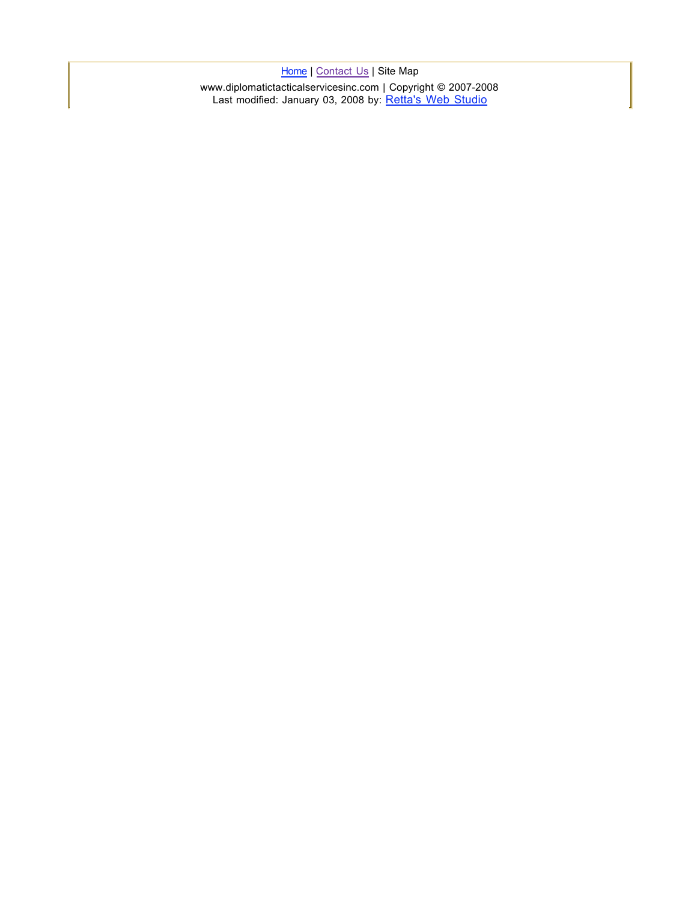Home | Contact Us | Site Map

www.diplomatictacticalservicesinc.com | Copyright © 2007-2008
Last modified: January 03, 2008 by: Retta's Web Studio